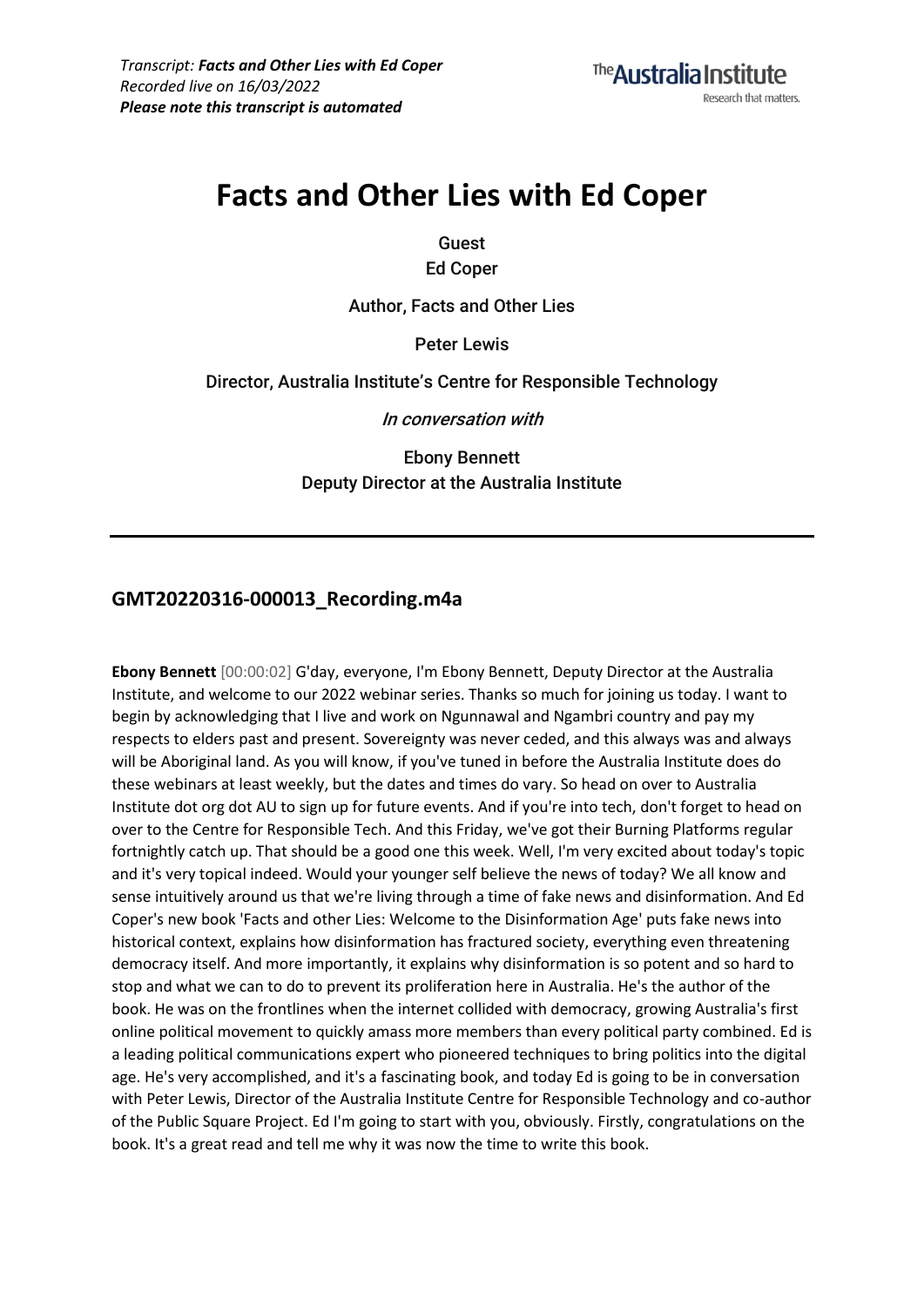*Transcript: **Facts and Other Lies with Ed Coper***
*Recorded live on 16/03/2022*
***Please note this transcript is automated***

# Facts and Other Lies with Ed Coper

Guest

Ed Coper

Author, Facts and Other Lies

Peter Lewis

Director, Australia Institute's Centre for Responsible Technology

*In conversation with*

Ebony Bennett

Deputy Director at the Australia Institute

---

## GMT20220316-000013_Recording.m4a

**Ebony Bennett** [00:00:02] G'day, everyone, I'm Ebony Bennett, Deputy Director at the Australia Institute, and welcome to our 2022 webinar series. Thanks so much for joining us today. I want to begin by acknowledging that I live and work on Ngunnawal and Ngambri country and pay my respects to elders past and present. Sovereignty was never ceded, and this always was and always will be Aboriginal land. As you will know, if you've tuned in before the Australia Institute does do these webinars at least weekly, but the dates and times do vary. So head on over to Australia Institute dot org dot AU to sign up for future events. And if you're into tech, don't forget to head on over to the Centre for Responsible Tech. And this Friday, we've got their Burning Platforms regular fortnightly catch up. That should be a good one this week. Well, I'm very excited about today's topic and it's very topical indeed. Would your younger self believe the news of today? We all know and sense intuitively around us that we're living through a time of fake news and disinformation. And Ed Coper's new book 'Facts and other Lies: Welcome to the Disinformation Age' puts fake news into historical context, explains how disinformation has fractured society, everything even threatening democracy itself. And more importantly, it explains why disinformation is so potent and so hard to stop and what we can to do to prevent its proliferation here in Australia. He's the author of the book. He was on the frontlines when the internet collided with democracy, growing Australia's first online political movement to quickly amass more members than every political party combined. Ed is a leading political communications expert who pioneered techniques to bring politics into the digital age. He's very accomplished, and it's a fascinating book, and today Ed is going to be in conversation with Peter Lewis, Director of the Australia Institute Centre for Responsible Technology and co-author of the Public Square Project. Ed I'm going to start with you, obviously. Firstly, congratulations on the book. It's a great read and tell me why it was now the time to write this book.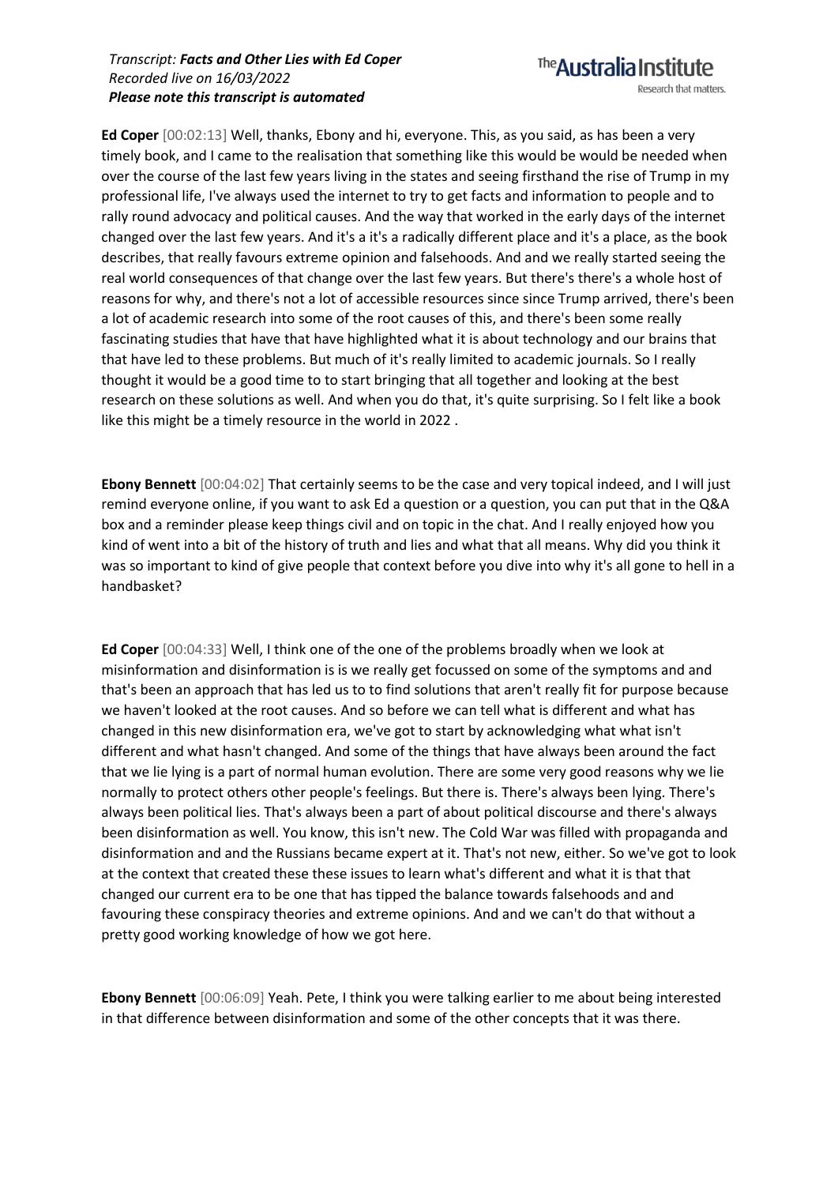**Ed Coper** [00:02:13] Well, thanks, Ebony and hi, everyone. This, as you said, as has been a very timely book, and I came to the realisation that something like this would be would be needed when over the course of the last few years living in the states and seeing firsthand the rise of Trump in my professional life, I've always used the internet to try to get facts and information to people and to rally round advocacy and political causes. And the way that worked in the early days of the internet changed over the last few years. And it's a it's a radically different place and it's a place, as the book describes, that really favours extreme opinion and falsehoods. And and we really started seeing the real world consequences of that change over the last few years. But there's there's a whole host of reasons for why, and there's not a lot of accessible resources since since Trump arrived, there's been a lot of academic research into some of the root causes of this, and there's been some really fascinating studies that have that have highlighted what it is about technology and our brains that that have led to these problems. But much of it's really limited to academic journals. So I really thought it would be a good time to to start bringing that all together and looking at the best research on these solutions as well. And when you do that, it's quite surprising. So I felt like a book like this might be a timely resource in the world in 2022 .

**Ebony Bennett** [00:04:02] That certainly seems to be the case and very topical indeed, and I will just remind everyone online, if you want to ask Ed a question or a question, you can put that in the Q&A box and a reminder please keep things civil and on topic in the chat. And I really enjoyed how you kind of went into a bit of the history of truth and lies and what that all means. Why did you think it was so important to kind of give people that context before you dive into why it's all gone to hell in a handbasket?

**Ed Coper** [00:04:33] Well, I think one of the one of the problems broadly when we look at misinformation and disinformation is is we really get focussed on some of the symptoms and and that's been an approach that has led us to to find solutions that aren't really fit for purpose because we haven't looked at the root causes. And so before we can tell what is different and what has changed in this new disinformation era, we've got to start by acknowledging what what isn't different and what hasn't changed. And some of the things that have always been around the fact that we lie lying is a part of normal human evolution. There are some very good reasons why we lie normally to protect others other people's feelings. But there is. There's always been lying. There's always been political lies. That's always been a part of about political discourse and there's always been disinformation as well. You know, this isn't new. The Cold War was filled with propaganda and disinformation and and the Russians became expert at it. That's not new, either. So we've got to look at the context that created these these issues to learn what's different and what it is that that changed our current era to be one that has tipped the balance towards falsehoods and and favouring these conspiracy theories and extreme opinions. And and we can't do that without a pretty good working knowledge of how we got here.

**Ebony Bennett** [00:06:09] Yeah. Pete, I think you were talking earlier to me about being interested in that difference between disinformation and some of the other concepts that it was there.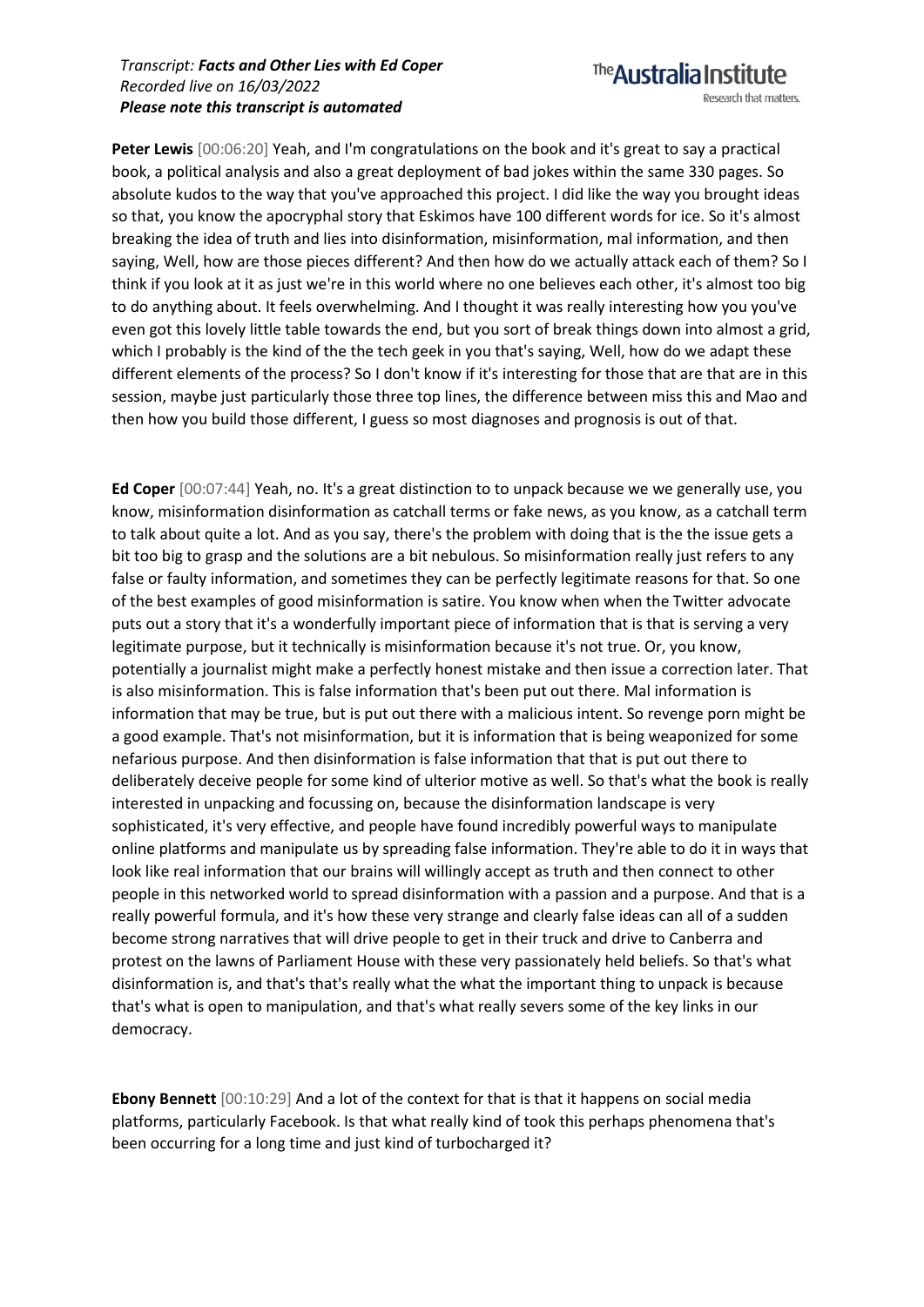**Peter Lewis** [00:06:20] Yeah, and I'm congratulations on the book and it's great to say a practical book, a political analysis and also a great deployment of bad jokes within the same 330 pages. So absolute kudos to the way that you've approached this project. I did like the way you brought ideas so that, you know the apocryphal story that Eskimos have 100 different words for ice. So it's almost breaking the idea of truth and lies into disinformation, misinformation, mal information, and then saying, Well, how are those pieces different? And then how do we actually attack each of them? So I think if you look at it as just we're in this world where no one believes each other, it's almost too big to do anything about. It feels overwhelming. And I thought it was really interesting how you you've even got this lovely little table towards the end, but you sort of break things down into almost a grid, which I probably is the kind of the the tech geek in you that's saying, Well, how do we adapt these different elements of the process? So I don't know if it's interesting for those that are that are in this session, maybe just particularly those three top lines, the difference between miss this and Mao and then how you build those different, I guess so most diagnoses and prognosis is out of that.

**Ed Coper** [00:07:44] Yeah, no. It's a great distinction to to unpack because we we generally use, you know, misinformation disinformation as catchall terms or fake news, as you know, as a catchall term to talk about quite a lot. And as you say, there's the problem with doing that is the the issue gets a bit too big to grasp and the solutions are a bit nebulous. So misinformation really just refers to any false or faulty information, and sometimes they can be perfectly legitimate reasons for that. So one of the best examples of good misinformation is satire. You know when when the Twitter advocate puts out a story that it's a wonderfully important piece of information that is that is serving a very legitimate purpose, but it technically is misinformation because it's not true. Or, you know, potentially a journalist might make a perfectly honest mistake and then issue a correction later. That is also misinformation. This is false information that's been put out there. Mal information is information that may be true, but is put out there with a malicious intent. So revenge porn might be a good example. That's not misinformation, but it is information that is being weaponized for some nefarious purpose. And then disinformation is false information that that is put out there to deliberately deceive people for some kind of ulterior motive as well. So that's what the book is really interested in unpacking and focussing on, because the disinformation landscape is very sophisticated, it's very effective, and people have found incredibly powerful ways to manipulate online platforms and manipulate us by spreading false information. They're able to do it in ways that look like real information that our brains will willingly accept as truth and then connect to other people in this networked world to spread disinformation with a passion and a purpose. And that is a really powerful formula, and it's how these very strange and clearly false ideas can all of a sudden become strong narratives that will drive people to get in their truck and drive to Canberra and protest on the lawns of Parliament House with these very passionately held beliefs. So that's what disinformation is, and that's that's really what the what the important thing to unpack is because that's what is open to manipulation, and that's what really severs some of the key links in our democracy.

**Ebony Bennett** [00:10:29] And a lot of the context for that is that it happens on social media platforms, particularly Facebook. Is that what really kind of took this perhaps phenomena that's been occurring for a long time and just kind of turbocharged it?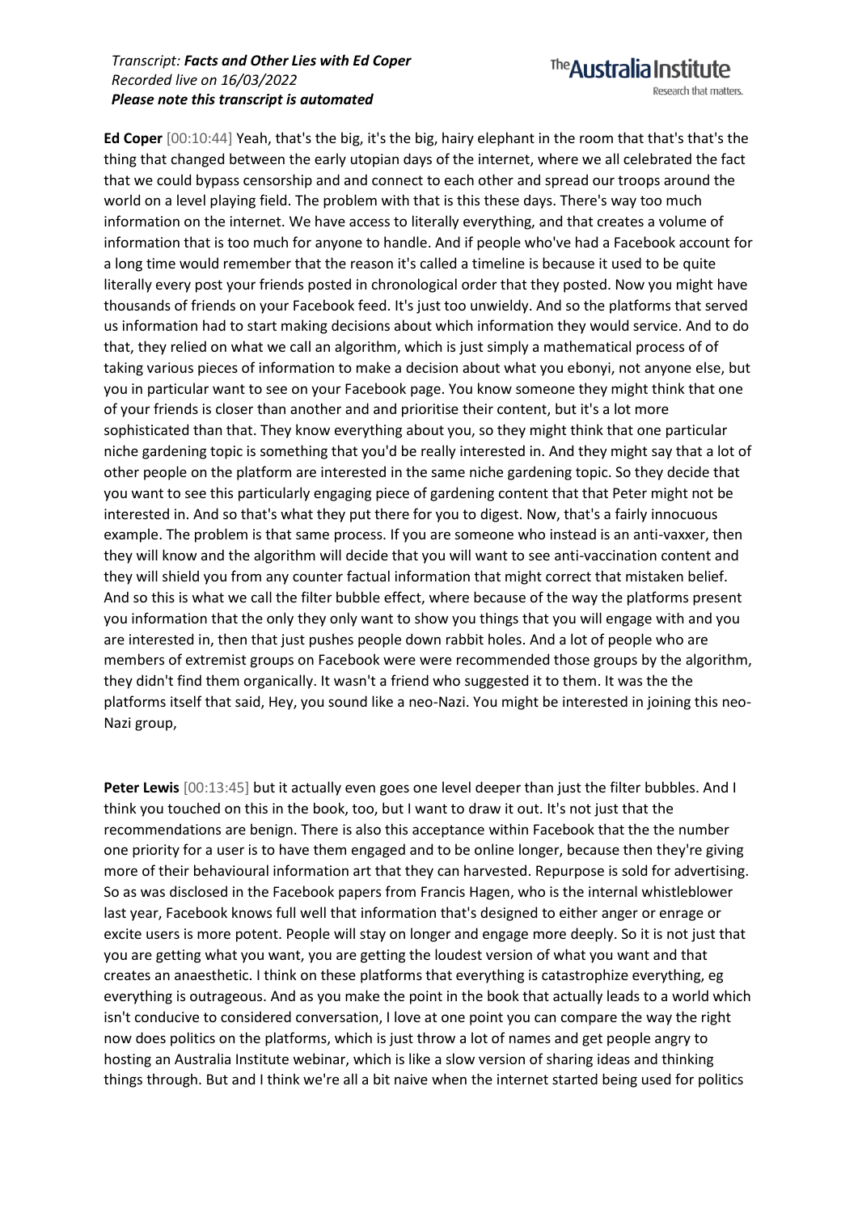**Ed Coper** [00:10:44] Yeah, that's the big, it's the big, hairy elephant in the room that that's that's the thing that changed between the early utopian days of the internet, where we all celebrated the fact that we could bypass censorship and and connect to each other and spread our troops around the world on a level playing field. The problem with that is this these days. There's way too much information on the internet. We have access to literally everything, and that creates a volume of information that is too much for anyone to handle. And if people who've had a Facebook account for a long time would remember that the reason it's called a timeline is because it used to be quite literally every post your friends posted in chronological order that they posted. Now you might have thousands of friends on your Facebook feed. It's just too unwieldy. And so the platforms that served us information had to start making decisions about which information they would service. And to do that, they relied on what we call an algorithm, which is just simply a mathematical process of of taking various pieces of information to make a decision about what you ebonyi, not anyone else, but you in particular want to see on your Facebook page. You know someone they might think that one of your friends is closer than another and and prioritise their content, but it's a lot more sophisticated than that. They know everything about you, so they might think that one particular niche gardening topic is something that you'd be really interested in. And they might say that a lot of other people on the platform are interested in the same niche gardening topic. So they decide that you want to see this particularly engaging piece of gardening content that that Peter might not be interested in. And so that's what they put there for you to digest. Now, that's a fairly innocuous example. The problem is that same process. If you are someone who instead is an anti-vaxxer, then they will know and the algorithm will decide that you will want to see anti-vaccination content and they will shield you from any counter factual information that might correct that mistaken belief. And so this is what we call the filter bubble effect, where because of the way the platforms present you information that the only they only want to show you things that you will engage with and you are interested in, then that just pushes people down rabbit holes. And a lot of people who are members of extremist groups on Facebook were were recommended those groups by the algorithm, they didn't find them organically. It wasn't a friend who suggested it to them. It was the the platforms itself that said, Hey, you sound like a neo-Nazi. You might be interested in joining this neo-Nazi group,

**Peter Lewis** [00:13:45] but it actually even goes one level deeper than just the filter bubbles. And I think you touched on this in the book, too, but I want to draw it out. It's not just that the recommendations are benign. There is also this acceptance within Facebook that the the number one priority for a user is to have them engaged and to be online longer, because then they're giving more of their behavioural information art that they can harvested. Repurpose is sold for advertising. So as was disclosed in the Facebook papers from Francis Hagen, who is the internal whistleblower last year, Facebook knows full well that information that's designed to either anger or enrage or excite users is more potent. People will stay on longer and engage more deeply. So it is not just that you are getting what you want, you are getting the loudest version of what you want and that creates an anaesthetic. I think on these platforms that everything is catastrophize everything, eg everything is outrageous. And as you make the point in the book that actually leads to a world which isn't conducive to considered conversation, I love at one point you can compare the way the right now does politics on the platforms, which is just throw a lot of names and get people angry to hosting an Australia Institute webinar, which is like a slow version of sharing ideas and thinking things through. But and I think we're all a bit naive when the internet started being used for politics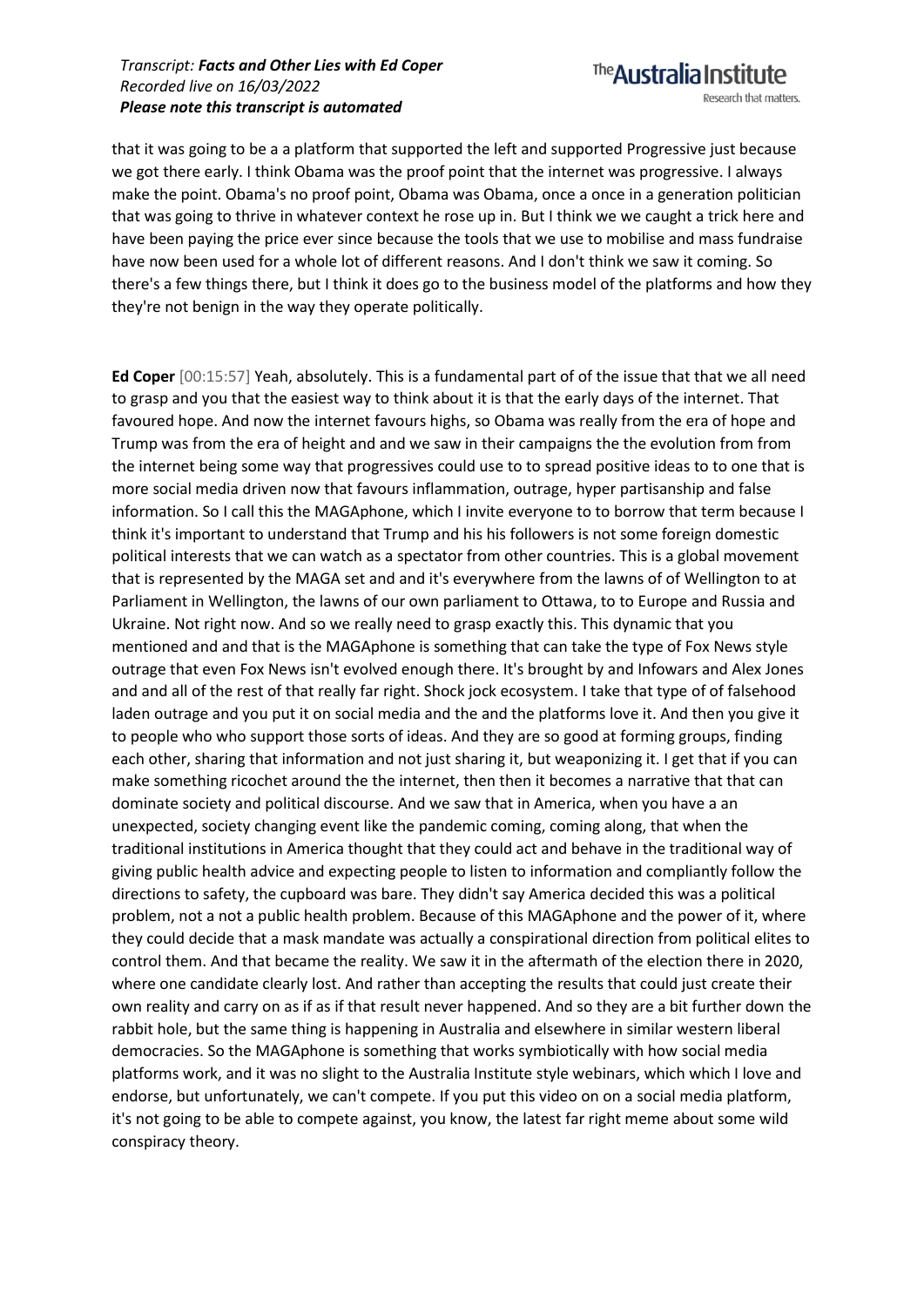that it was going to be a a platform that supported the left and supported Progressive just because we got there early. I think Obama was the proof point that the internet was progressive. I always make the point. Obama's no proof point, Obama was Obama, once a once in a generation politician that was going to thrive in whatever context he rose up in. But I think we we caught a trick here and have been paying the price ever since because the tools that we use to mobilise and mass fundraise have now been used for a whole lot of different reasons. And I don't think we saw it coming. So there's a few things there, but I think it does go to the business model of the platforms and how they they're not benign in the way they operate politically.

**Ed Coper** [00:15:57] Yeah, absolutely. This is a fundamental part of of the issue that that we all need to grasp and you that the easiest way to think about it is that the early days of the internet. That favoured hope. And now the internet favours highs, so Obama was really from the era of hope and Trump was from the era of height and and we saw in their campaigns the the evolution from from the internet being some way that progressives could use to to spread positive ideas to to one that is more social media driven now that favours inflammation, outrage, hyper partisanship and false information. So I call this the MAGAphone, which I invite everyone to to borrow that term because I think it's important to understand that Trump and his his followers is not some foreign domestic political interests that we can watch as a spectator from other countries. This is a global movement that is represented by the MAGA set and and it's everywhere from the lawns of of Wellington to at Parliament in Wellington, the lawns of our own parliament to Ottawa, to to Europe and Russia and Ukraine. Not right now. And so we really need to grasp exactly this. This dynamic that you mentioned and and that is the MAGAphone is something that can take the type of Fox News style outrage that even Fox News isn't evolved enough there. It's brought by and Infowars and Alex Jones and and all of the rest of that really far right. Shock jock ecosystem. I take that type of of falsehood laden outrage and you put it on social media and the and the platforms love it. And then you give it to people who who support those sorts of ideas. And they are so good at forming groups, finding each other, sharing that information and not just sharing it, but weaponizing it. I get that if you can make something ricochet around the the internet, then then it becomes a narrative that that can dominate society and political discourse. And we saw that in America, when you have a an unexpected, society changing event like the pandemic coming, coming along, that when the traditional institutions in America thought that they could act and behave in the traditional way of giving public health advice and expecting people to listen to information and compliantly follow the directions to safety, the cupboard was bare. They didn't say America decided this was a political problem, not a not a public health problem. Because of this MAGAphone and the power of it, where they could decide that a mask mandate was actually a conspirational direction from political elites to control them. And that became the reality. We saw it in the aftermath of the election there in 2020, where one candidate clearly lost. And rather than accepting the results that could just create their own reality and carry on as if as if that result never happened. And so they are a bit further down the rabbit hole, but the same thing is happening in Australia and elsewhere in similar western liberal democracies. So the MAGAphone is something that works symbiotically with how social media platforms work, and it was no slight to the Australia Institute style webinars, which which I love and endorse, but unfortunately, we can't compete. If you put this video on on a social media platform, it's not going to be able to compete against, you know, the latest far right meme about some wild conspiracy theory.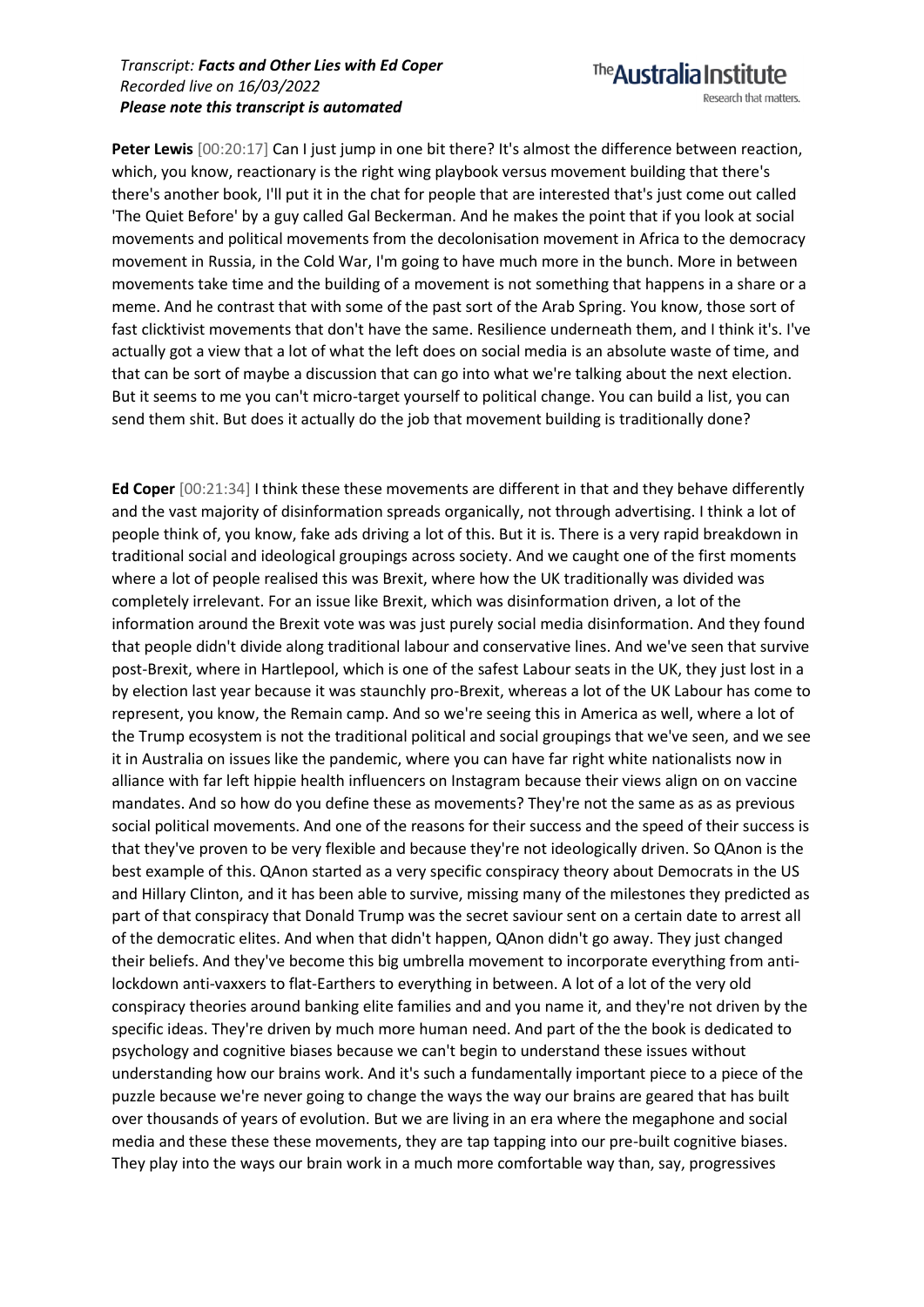**Peter Lewis** [00:20:17] Can I just jump in one bit there? It's almost the difference between reaction, which, you know, reactionary is the right wing playbook versus movement building that there's there's another book, I'll put it in the chat for people that are interested that's just come out called 'The Quiet Before' by a guy called Gal Beckerman. And he makes the point that if you look at social movements and political movements from the decolonisation movement in Africa to the democracy movement in Russia, in the Cold War, I'm going to have much more in the bunch. More in between movements take time and the building of a movement is not something that happens in a share or a meme. And he contrast that with some of the past sort of the Arab Spring. You know, those sort of fast clicktivist movements that don't have the same. Resilience underneath them, and I think it's. I've actually got a view that a lot of what the left does on social media is an absolute waste of time, and that can be sort of maybe a discussion that can go into what we're talking about the next election. But it seems to me you can't micro-target yourself to political change. You can build a list, you can send them shit. But does it actually do the job that movement building is traditionally done?

**Ed Coper** [00:21:34] I think these these movements are different in that and they behave differently and the vast majority of disinformation spreads organically, not through advertising. I think a lot of people think of, you know, fake ads driving a lot of this. But it is. There is a very rapid breakdown in traditional social and ideological groupings across society. And we caught one of the first moments where a lot of people realised this was Brexit, where how the UK traditionally was divided was completely irrelevant. For an issue like Brexit, which was disinformation driven, a lot of the information around the Brexit vote was was just purely social media disinformation. And they found that people didn't divide along traditional labour and conservative lines. And we've seen that survive post-Brexit, where in Hartlepool, which is one of the safest Labour seats in the UK, they just lost in a by election last year because it was staunchly pro-Brexit, whereas a lot of the UK Labour has come to represent, you know, the Remain camp. And so we're seeing this in America as well, where a lot of the Trump ecosystem is not the traditional political and social groupings that we've seen, and we see it in Australia on issues like the pandemic, where you can have far right white nationalists now in alliance with far left hippie health influencers on Instagram because their views align on on vaccine mandates. And so how do you define these as movements? They're not the same as as as previous social political movements. And one of the reasons for their success and the speed of their success is that they've proven to be very flexible and because they're not ideologically driven. So QAnon is the best example of this. QAnon started as a very specific conspiracy theory about Democrats in the US and Hillary Clinton, and it has been able to survive, missing many of the milestones they predicted as part of that conspiracy that Donald Trump was the secret saviour sent on a certain date to arrest all of the democratic elites. And when that didn't happen, QAnon didn't go away. They just changed their beliefs. And they've become this big umbrella movement to incorporate everything from anti-lockdown anti-vaxxers to flat-Earthers to everything in between. A lot of a lot of the very old conspiracy theories around banking elite families and and you name it, and they're not driven by the specific ideas. They're driven by much more human need. And part of the the book is dedicated to psychology and cognitive biases because we can't begin to understand these issues without understanding how our brains work. And it's such a fundamentally important piece to a piece of the puzzle because we're never going to change the ways the way our brains are geared that has built over thousands of years of evolution. But we are living in an era where the megaphone and social media and these these these movements, they are tap tapping into our pre-built cognitive biases. They play into the ways our brain work in a much more comfortable way than, say, progressives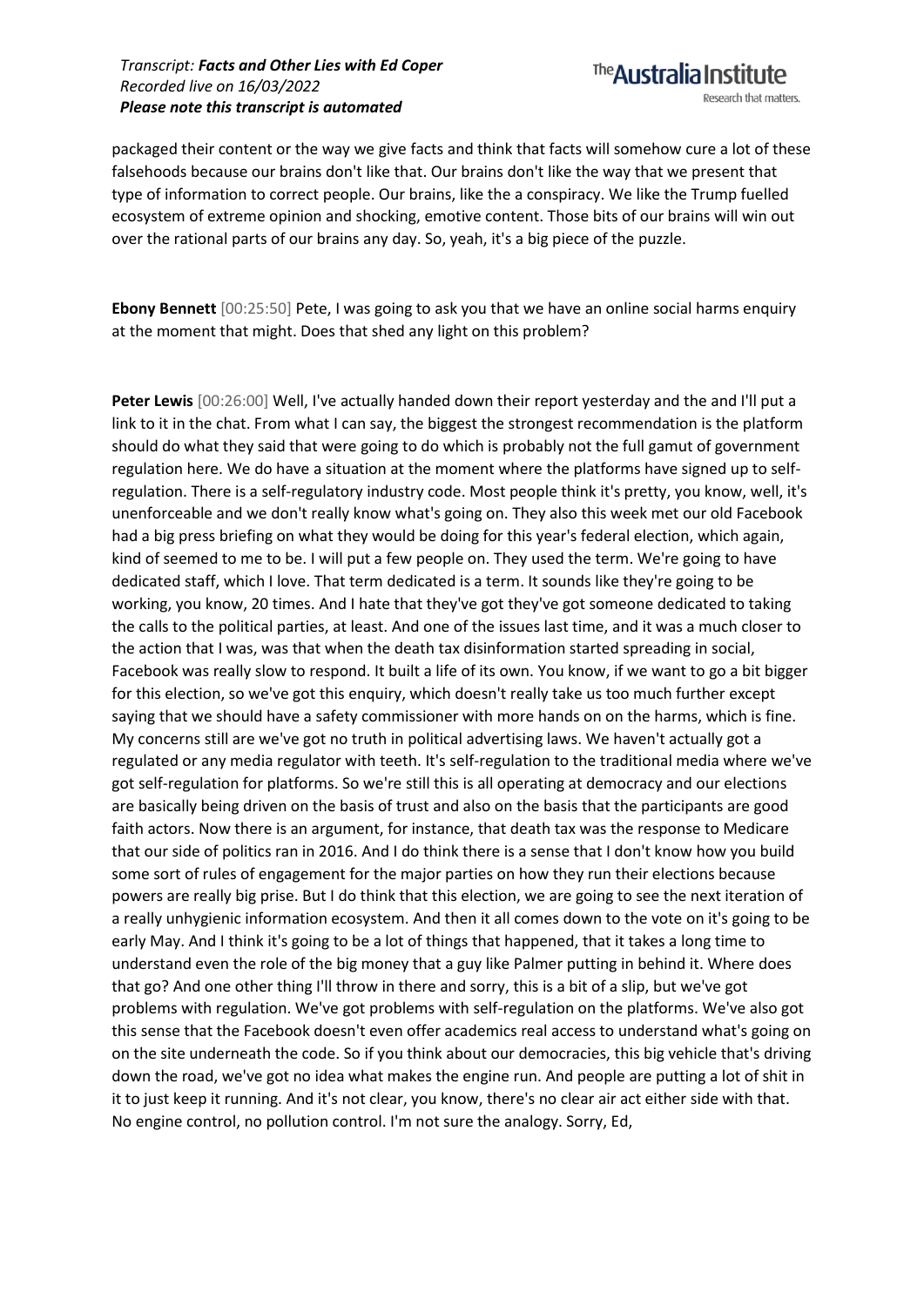packaged their content or the way we give facts and think that facts will somehow cure a lot of these falsehoods because our brains don't like that. Our brains don't like the way that we present that type of information to correct people. Our brains, like the a conspiracy. We like the Trump fuelled ecosystem of extreme opinion and shocking, emotive content. Those bits of our brains will win out over the rational parts of our brains any day. So, yeah, it's a big piece of the puzzle.

**Ebony Bennett** [00:25:50] Pete, I was going to ask you that we have an online social harms enquiry at the moment that might. Does that shed any light on this problem?

**Peter Lewis** [00:26:00] Well, I've actually handed down their report yesterday and the and I'll put a link to it in the chat. From what I can say, the biggest the strongest recommendation is the platform should do what they said that were going to do which is probably not the full gamut of government regulation here. We do have a situation at the moment where the platforms have signed up to self-regulation. There is a self-regulatory industry code. Most people think it's pretty, you know, well, it's unenforceable and we don't really know what's going on. They also this week met our old Facebook had a big press briefing on what they would be doing for this year's federal election, which again, kind of seemed to me to be. I will put a few people on. They used the term. We're going to have dedicated staff, which I love. That term dedicated is a term. It sounds like they're going to be working, you know, 20 times. And I hate that they've got they've got someone dedicated to taking the calls to the political parties, at least. And one of the issues last time, and it was a much closer to the action that I was, was that when the death tax disinformation started spreading in social, Facebook was really slow to respond. It built a life of its own. You know, if we want to go a bit bigger for this election, so we've got this enquiry, which doesn't really take us too much further except saying that we should have a safety commissioner with more hands on on the harms, which is fine. My concerns still are we've got no truth in political advertising laws. We haven't actually got a regulated or any media regulator with teeth. It's self-regulation to the traditional media where we've got self-regulation for platforms. So we're still this is all operating at democracy and our elections are basically being driven on the basis of trust and also on the basis that the participants are good faith actors. Now there is an argument, for instance, that death tax was the response to Medicare that our side of politics ran in 2016. And I do think there is a sense that I don't know how you build some sort of rules of engagement for the major parties on how they run their elections because powers are really big prise. But I do think that this election, we are going to see the next iteration of a really unhygienic information ecosystem. And then it all comes down to the vote on it's going to be early May. And I think it's going to be a lot of things that happened, that it takes a long time to understand even the role of the big money that a guy like Palmer putting in behind it. Where does that go? And one other thing I'll throw in there and sorry, this is a bit of a slip, but we've got problems with regulation. We've got problems with self-regulation on the platforms. We've also got this sense that the Facebook doesn't even offer academics real access to understand what's going on on the site underneath the code. So if you think about our democracies, this big vehicle that's driving down the road, we've got no idea what makes the engine run. And people are putting a lot of shit in it to just keep it running. And it's not clear, you know, there's no clear air act either side with that. No engine control, no pollution control. I'm not sure the analogy. Sorry, Ed,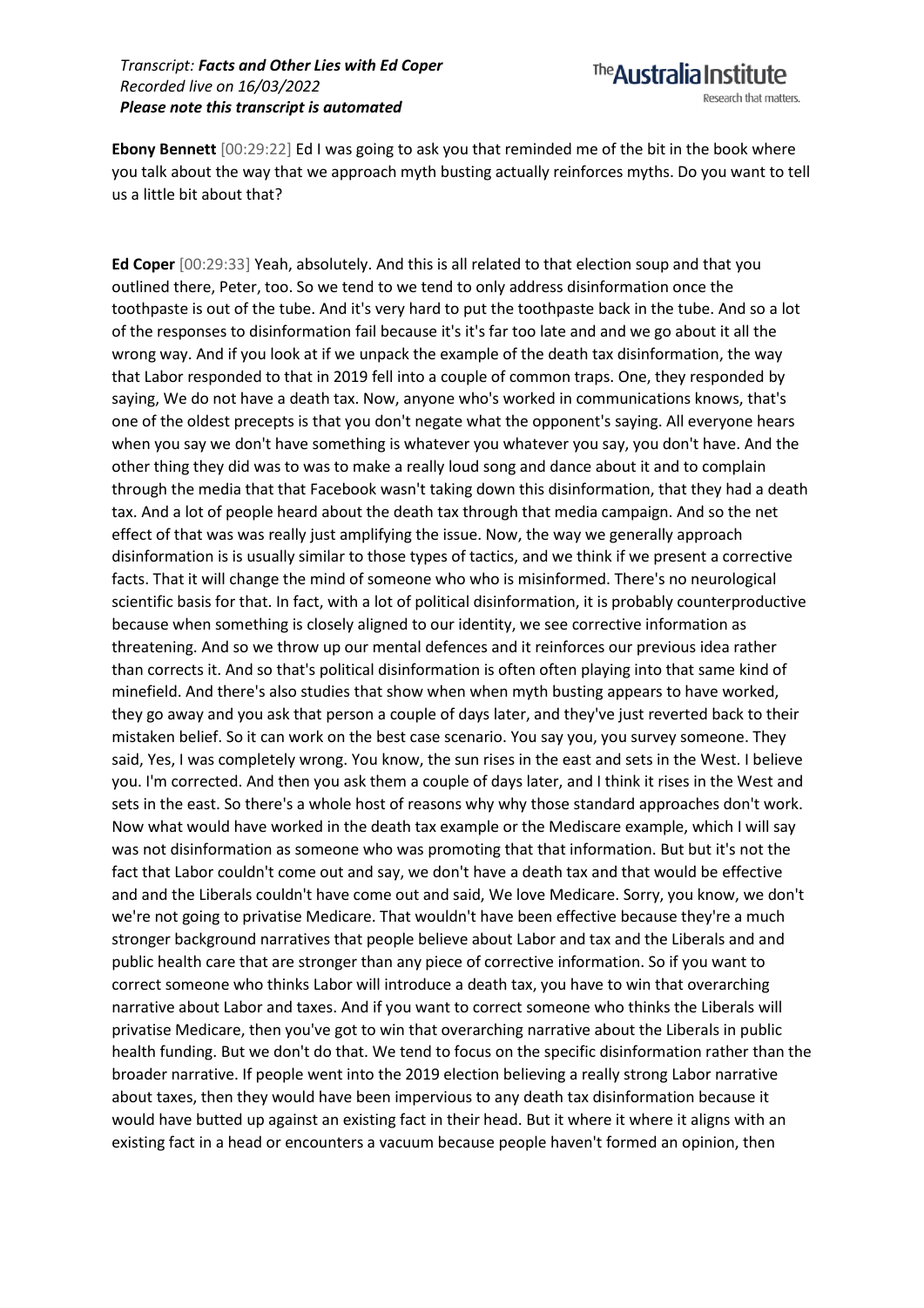**Ebony Bennett** [00:29:22] Ed I was going to ask you that reminded me of the bit in the book where you talk about the way that we approach myth busting actually reinforces myths. Do you want to tell us a little bit about that?

**Ed Coper** [00:29:33] Yeah, absolutely. And this is all related to that election soup and that you outlined there, Peter, too. So we tend to we tend to only address disinformation once the toothpaste is out of the tube. And it's very hard to put the toothpaste back in the tube. And so a lot of the responses to disinformation fail because it's it's far too late and and we go about it all the wrong way. And if you look at if we unpack the example of the death tax disinformation, the way that Labor responded to that in 2019 fell into a couple of common traps. One, they responded by saying, We do not have a death tax. Now, anyone who's worked in communications knows, that's one of the oldest precepts is that you don't negate what the opponent's saying. All everyone hears when you say we don't have something is whatever you whatever you say, you don't have. And the other thing they did was to was to make a really loud song and dance about it and to complain through the media that that Facebook wasn't taking down this disinformation, that they had a death tax. And a lot of people heard about the death tax through that media campaign. And so the net effect of that was was really just amplifying the issue. Now, the way we generally approach disinformation is is usually similar to those types of tactics, and we think if we present a corrective facts. That it will change the mind of someone who who is misinformed. There's no neurological scientific basis for that. In fact, with a lot of political disinformation, it is probably counterproductive because when something is closely aligned to our identity, we see corrective information as threatening. And so we throw up our mental defences and it reinforces our previous idea rather than corrects it. And so that's political disinformation is often often playing into that same kind of minefield. And there's also studies that show when when myth busting appears to have worked, they go away and you ask that person a couple of days later, and they've just reverted back to their mistaken belief. So it can work on the best case scenario. You say you, you survey someone. They said, Yes, I was completely wrong. You know, the sun rises in the east and sets in the West. I believe you. I'm corrected. And then you ask them a couple of days later, and I think it rises in the West and sets in the east. So there's a whole host of reasons why why those standard approaches don't work. Now what would have worked in the death tax example or the Mediscare example, which I will say was not disinformation as someone who was promoting that that information. But but it's not the fact that Labor couldn't come out and say, we don't have a death tax and that would be effective and and the Liberals couldn't have come out and said, We love Medicare. Sorry, you know, we don't we're not going to privatise Medicare. That wouldn't have been effective because they're a much stronger background narratives that people believe about Labor and tax and the Liberals and and public health care that are stronger than any piece of corrective information. So if you want to correct someone who thinks Labor will introduce a death tax, you have to win that overarching narrative about Labor and taxes. And if you want to correct someone who thinks the Liberals will privatise Medicare, then you've got to win that overarching narrative about the Liberals in public health funding. But we don't do that. We tend to focus on the specific disinformation rather than the broader narrative. If people went into the 2019 election believing a really strong Labor narrative about taxes, then they would have been impervious to any death tax disinformation because it would have butted up against an existing fact in their head. But it where it where it aligns with an existing fact in a head or encounters a vacuum because people haven't formed an opinion, then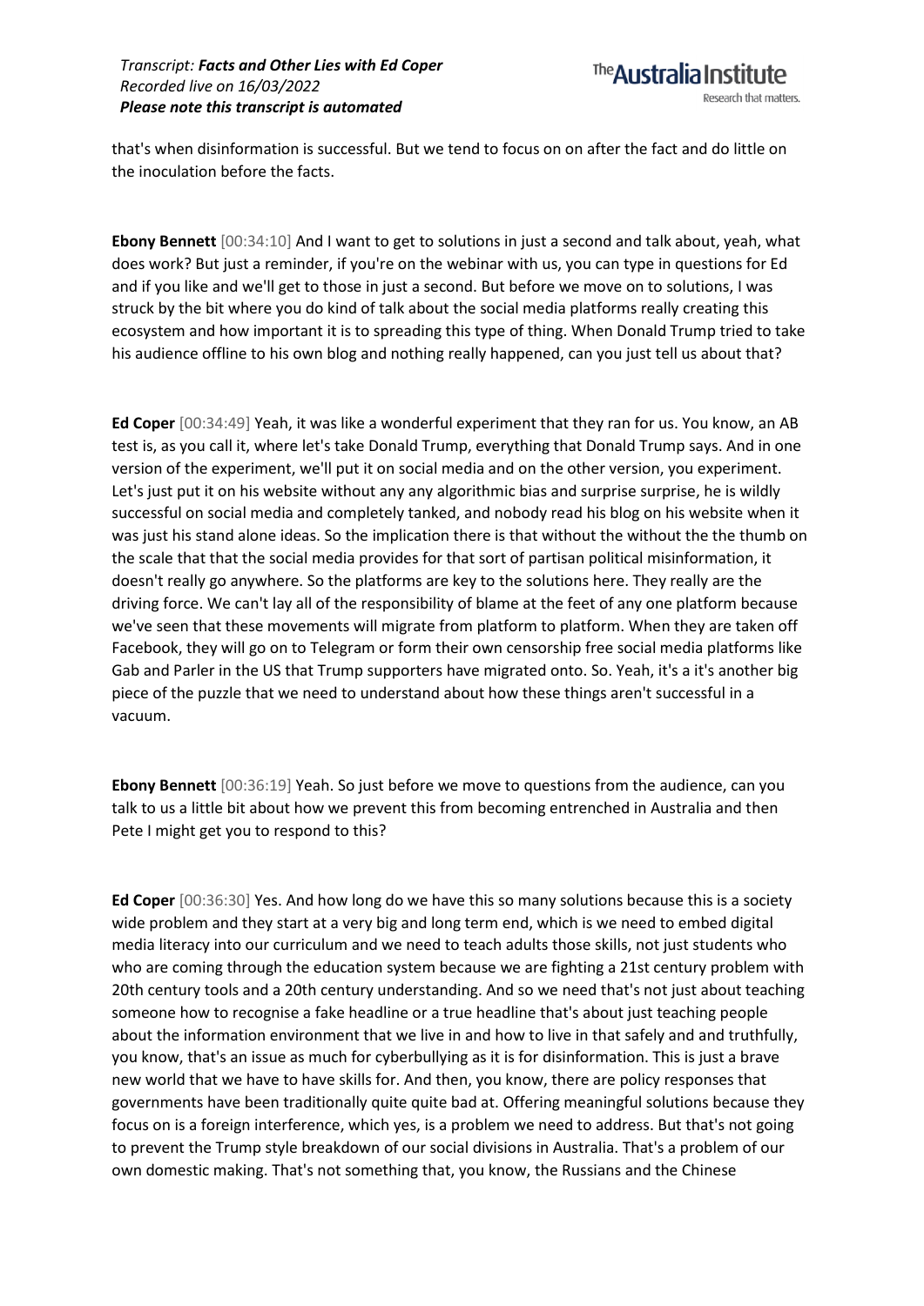that's when disinformation is successful. But we tend to focus on on after the fact and do little on the inoculation before the facts.

**Ebony Bennett** [00:34:10] And I want to get to solutions in just a second and talk about, yeah, what does work? But just a reminder, if you're on the webinar with us, you can type in questions for Ed and if you like and we'll get to those in just a second. But before we move on to solutions, I was struck by the bit where you do kind of talk about the social media platforms really creating this ecosystem and how important it is to spreading this type of thing. When Donald Trump tried to take his audience offline to his own blog and nothing really happened, can you just tell us about that?

**Ed Coper** [00:34:49] Yeah, it was like a wonderful experiment that they ran for us. You know, an AB test is, as you call it, where let's take Donald Trump, everything that Donald Trump says. And in one version of the experiment, we'll put it on social media and on the other version, you experiment. Let's just put it on his website without any any algorithmic bias and surprise surprise, he is wildly successful on social media and completely tanked, and nobody read his blog on his website when it was just his stand alone ideas. So the implication there is that without the without the the thumb on the scale that that the social media provides for that sort of partisan political misinformation, it doesn't really go anywhere. So the platforms are key to the solutions here. They really are the driving force. We can't lay all of the responsibility of blame at the feet of any one platform because we've seen that these movements will migrate from platform to platform. When they are taken off Facebook, they will go on to Telegram or form their own censorship free social media platforms like Gab and Parler in the US that Trump supporters have migrated onto. So. Yeah, it's a it's another big piece of the puzzle that we need to understand about how these things aren't successful in a vacuum.

**Ebony Bennett** [00:36:19] Yeah. So just before we move to questions from the audience, can you talk to us a little bit about how we prevent this from becoming entrenched in Australia and then Pete I might get you to respond to this?

**Ed Coper** [00:36:30] Yes. And how long do we have this so many solutions because this is a society wide problem and they start at a very big and long term end, which is we need to embed digital media literacy into our curriculum and we need to teach adults those skills, not just students who who are coming through the education system because we are fighting a 21st century problem with 20th century tools and a 20th century understanding. And so we need that's not just about teaching someone how to recognise a fake headline or a true headline that's about just teaching people about the information environment that we live in and how to live in that safely and and truthfully, you know, that's an issue as much for cyberbullying as it is for disinformation. This is just a brave new world that we have to have skills for. And then, you know, there are policy responses that governments have been traditionally quite quite bad at. Offering meaningful solutions because they focus on is a foreign interference, which yes, is a problem we need to address. But that's not going to prevent the Trump style breakdown of our social divisions in Australia. That's a problem of our own domestic making. That's not something that, you know, the Russians and the Chinese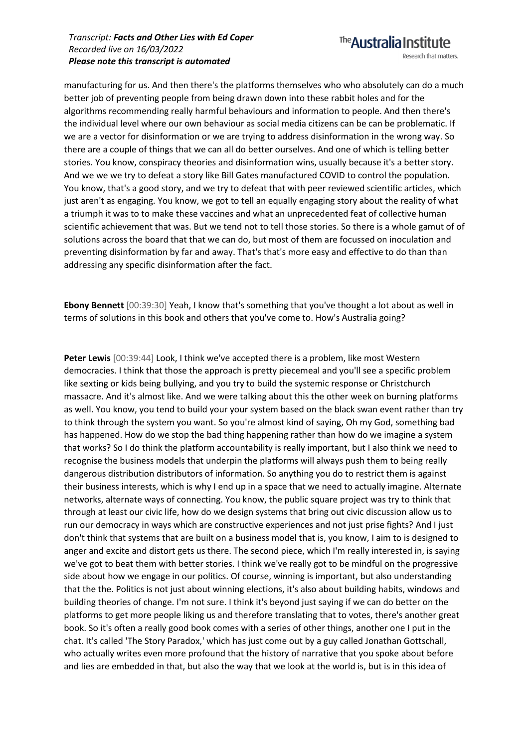manufacturing for us. And then there's the platforms themselves who who absolutely can do a much better job of preventing people from being drawn down into these rabbit holes and for the algorithms recommending really harmful behaviours and information to people. And then there's the individual level where our own behaviour as social media citizens can be can be problematic. If we are a vector for disinformation or we are trying to address disinformation in the wrong way. So there are a couple of things that we can all do better ourselves. And one of which is telling better stories. You know, conspiracy theories and disinformation wins, usually because it's a better story. And we we we try to defeat a story like Bill Gates manufactured COVID to control the population. You know, that's a good story, and we try to defeat that with peer reviewed scientific articles, which just aren't as engaging. You know, we got to tell an equally engaging story about the reality of what a triumph it was to to make these vaccines and what an unprecedented feat of collective human scientific achievement that was. But we tend not to tell those stories. So there is a whole gamut of of solutions across the board that that we can do, but most of them are focussed on inoculation and preventing disinformation by far and away. That's that's more easy and effective to do than than addressing any specific disinformation after the fact.

**Ebony Bennett** [00:39:30] Yeah, I know that's something that you've thought a lot about as well in terms of solutions in this book and others that you've come to. How's Australia going?

**Peter Lewis** [00:39:44] Look, I think we've accepted there is a problem, like most Western democracies. I think that those the approach is pretty piecemeal and you'll see a specific problem like sexting or kids being bullying, and you try to build the systemic response or Christchurch massacre. And it's almost like. And we were talking about this the other week on burning platforms as well. You know, you tend to build your your system based on the black swan event rather than try to think through the system you want. So you're almost kind of saying, Oh my God, something bad has happened. How do we stop the bad thing happening rather than how do we imagine a system that works? So I do think the platform accountability is really important, but I also think we need to recognise the business models that underpin the platforms will always push them to being really dangerous distribution distributors of information. So anything you do to restrict them is against their business interests, which is why I end up in a space that we need to actually imagine. Alternate networks, alternate ways of connecting. You know, the public square project was try to think that through at least our civic life, how do we design systems that bring out civic discussion allow us to run our democracy in ways which are constructive experiences and not just prise fights? And I just don't think that systems that are built on a business model that is, you know, I aim to is designed to anger and excite and distort gets us there. The second piece, which I'm really interested in, is saying we've got to beat them with better stories. I think we've really got to be mindful on the progressive side about how we engage in our politics. Of course, winning is important, but also understanding that the the. Politics is not just about winning elections, it's also about building habits, windows and building theories of change. I'm not sure. I think it's beyond just saying if we can do better on the platforms to get more people liking us and therefore translating that to votes, there's another great book. So it's often a really good book comes with a series of other things, another one I put in the chat. It's called 'The Story Paradox,' which has just come out by a guy called Jonathan Gottschall, who actually writes even more profound that the history of narrative that you spoke about before and lies are embedded in that, but also the way that we look at the world is, but is in this idea of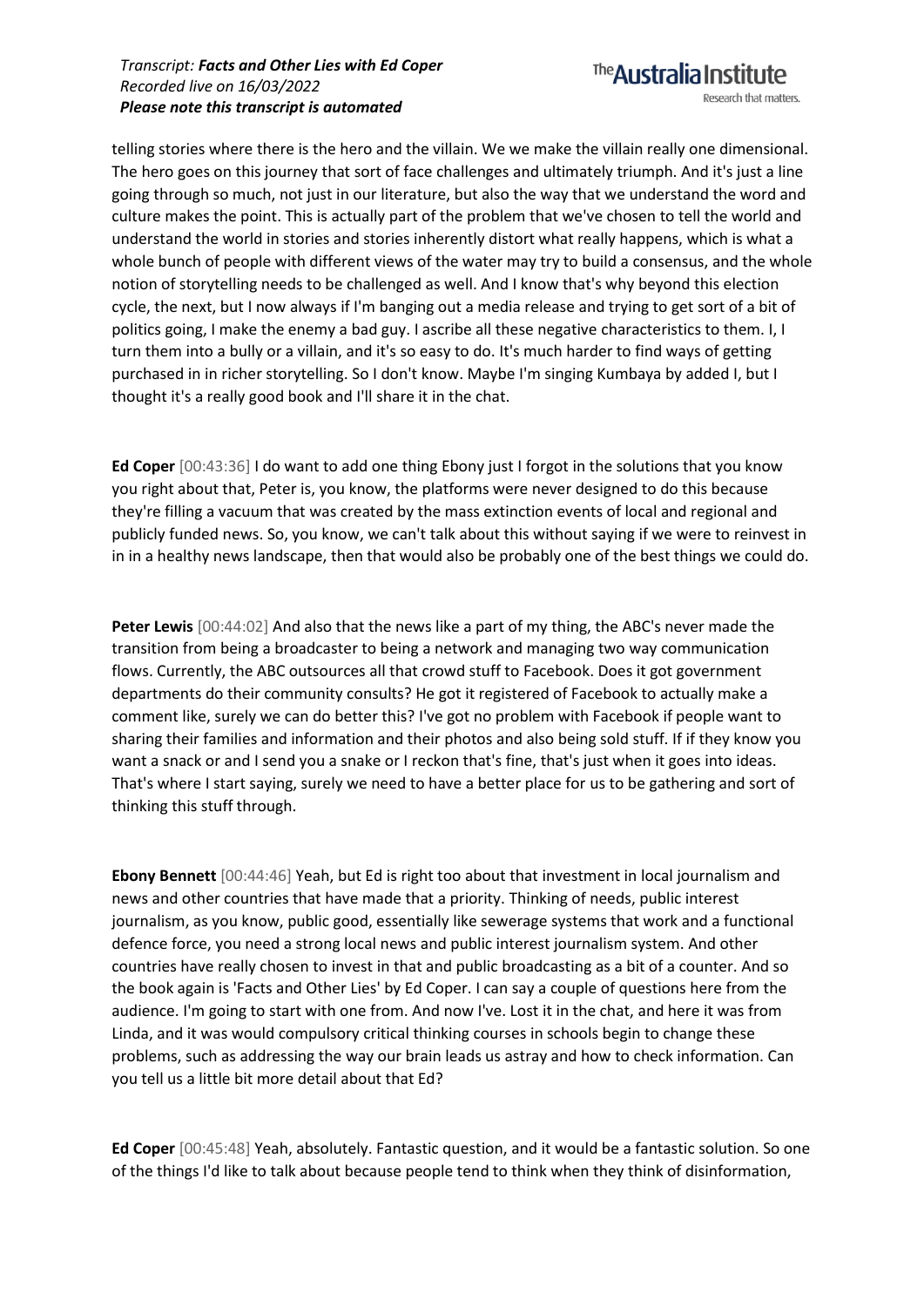telling stories where there is the hero and the villain. We we make the villain really one dimensional. The hero goes on this journey that sort of face challenges and ultimately triumph. And it's just a line going through so much, not just in our literature, but also the way that we understand the word and culture makes the point. This is actually part of the problem that we've chosen to tell the world and understand the world in stories and stories inherently distort what really happens, which is what a whole bunch of people with different views of the water may try to build a consensus, and the whole notion of storytelling needs to be challenged as well. And I know that's why beyond this election cycle, the next, but I now always if I'm banging out a media release and trying to get sort of a bit of politics going, I make the enemy a bad guy. I ascribe all these negative characteristics to them. I, I turn them into a bully or a villain, and it's so easy to do. It's much harder to find ways of getting purchased in in richer storytelling. So I don't know. Maybe I'm singing Kumbaya by added I, but I thought it's a really good book and I'll share it in the chat.

**Ed Coper** [00:43:36] I do want to add one thing Ebony just I forgot in the solutions that you know you right about that, Peter is, you know, the platforms were never designed to do this because they're filling a vacuum that was created by the mass extinction events of local and regional and publicly funded news. So, you know, we can't talk about this without saying if we were to reinvest in in in a healthy news landscape, then that would also be probably one of the best things we could do.

**Peter Lewis** [00:44:02] And also that the news like a part of my thing, the ABC's never made the transition from being a broadcaster to being a network and managing two way communication flows. Currently, the ABC outsources all that crowd stuff to Facebook. Does it got government departments do their community consults? He got it registered of Facebook to actually make a comment like, surely we can do better this? I've got no problem with Facebook if people want to sharing their families and information and their photos and also being sold stuff. If if they know you want a snack or and I send you a snake or I reckon that's fine, that's just when it goes into ideas. That's where I start saying, surely we need to have a better place for us to be gathering and sort of thinking this stuff through.

**Ebony Bennett** [00:44:46] Yeah, but Ed is right too about that investment in local journalism and news and other countries that have made that a priority. Thinking of needs, public interest journalism, as you know, public good, essentially like sewerage systems that work and a functional defence force, you need a strong local news and public interest journalism system. And other countries have really chosen to invest in that and public broadcasting as a bit of a counter. And so the book again is 'Facts and Other Lies' by Ed Coper. I can say a couple of questions here from the audience. I'm going to start with one from. And now I've. Lost it in the chat, and here it was from Linda, and it was would compulsory critical thinking courses in schools begin to change these problems, such as addressing the way our brain leads us astray and how to check information. Can you tell us a little bit more detail about that Ed?

**Ed Coper** [00:45:48] Yeah, absolutely. Fantastic question, and it would be a fantastic solution. So one of the things I'd like to talk about because people tend to think when they think of disinformation,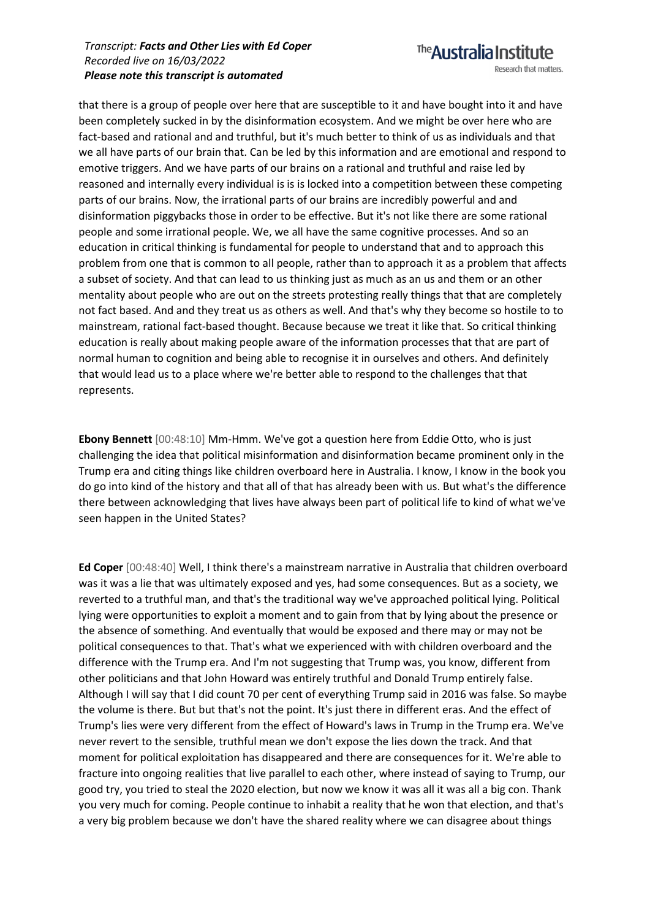that there is a group of people over here that are susceptible to it and have bought into it and have been completely sucked in by the disinformation ecosystem. And we might be over here who are fact-based and rational and and truthful, but it's much better to think of us as individuals and that we all have parts of our brain that. Can be led by this information and are emotional and respond to emotive triggers. And we have parts of our brains on a rational and truthful and raise led by reasoned and internally every individual is is is locked into a competition between these competing parts of our brains. Now, the irrational parts of our brains are incredibly powerful and and disinformation piggybacks those in order to be effective. But it's not like there are some rational people and some irrational people. We, we all have the same cognitive processes. And so an education in critical thinking is fundamental for people to understand that and to approach this problem from one that is common to all people, rather than to approach it as a problem that affects a subset of society. And that can lead to us thinking just as much as an us and them or an other mentality about people who are out on the streets protesting really things that that are completely not fact based. And and they treat us as others as well. And that's why they become so hostile to to mainstream, rational fact-based thought. Because because we treat it like that. So critical thinking education is really about making people aware of the information processes that that are part of normal human to cognition and being able to recognise it in ourselves and others. And definitely that would lead us to a place where we're better able to respond to the challenges that that represents.

**Ebony Bennett** [00:48:10] Mm-Hmm. We've got a question here from Eddie Otto, who is just challenging the idea that political misinformation and disinformation became prominent only in the Trump era and citing things like children overboard here in Australia. I know, I know in the book you do go into kind of the history and that all of that has already been with us. But what's the difference there between acknowledging that lives have always been part of political life to kind of what we've seen happen in the United States?

**Ed Coper** [00:48:40] Well, I think there's a mainstream narrative in Australia that children overboard was it was a lie that was ultimately exposed and yes, had some consequences. But as a society, we reverted to a truthful man, and that's the traditional way we've approached political lying. Political lying were opportunities to exploit a moment and to gain from that by lying about the presence or the absence of something. And eventually that would be exposed and there may or may not be political consequences to that. That's what we experienced with with children overboard and the difference with the Trump era. And I'm not suggesting that Trump was, you know, different from other politicians and that John Howard was entirely truthful and Donald Trump entirely false. Although I will say that I did count 70 per cent of everything Trump said in 2016 was false. So maybe the volume is there. But but that's not the point. It's just there in different eras. And the effect of Trump's lies were very different from the effect of Howard's laws in Trump in the Trump era. We've never revert to the sensible, truthful mean we don't expose the lies down the track. And that moment for political exploitation has disappeared and there are consequences for it. We're able to fracture into ongoing realities that live parallel to each other, where instead of saying to Trump, our good try, you tried to steal the 2020 election, but now we know it was all it was all a big con. Thank you very much for coming. People continue to inhabit a reality that he won that election, and that's a very big problem because we don't have the shared reality where we can disagree about things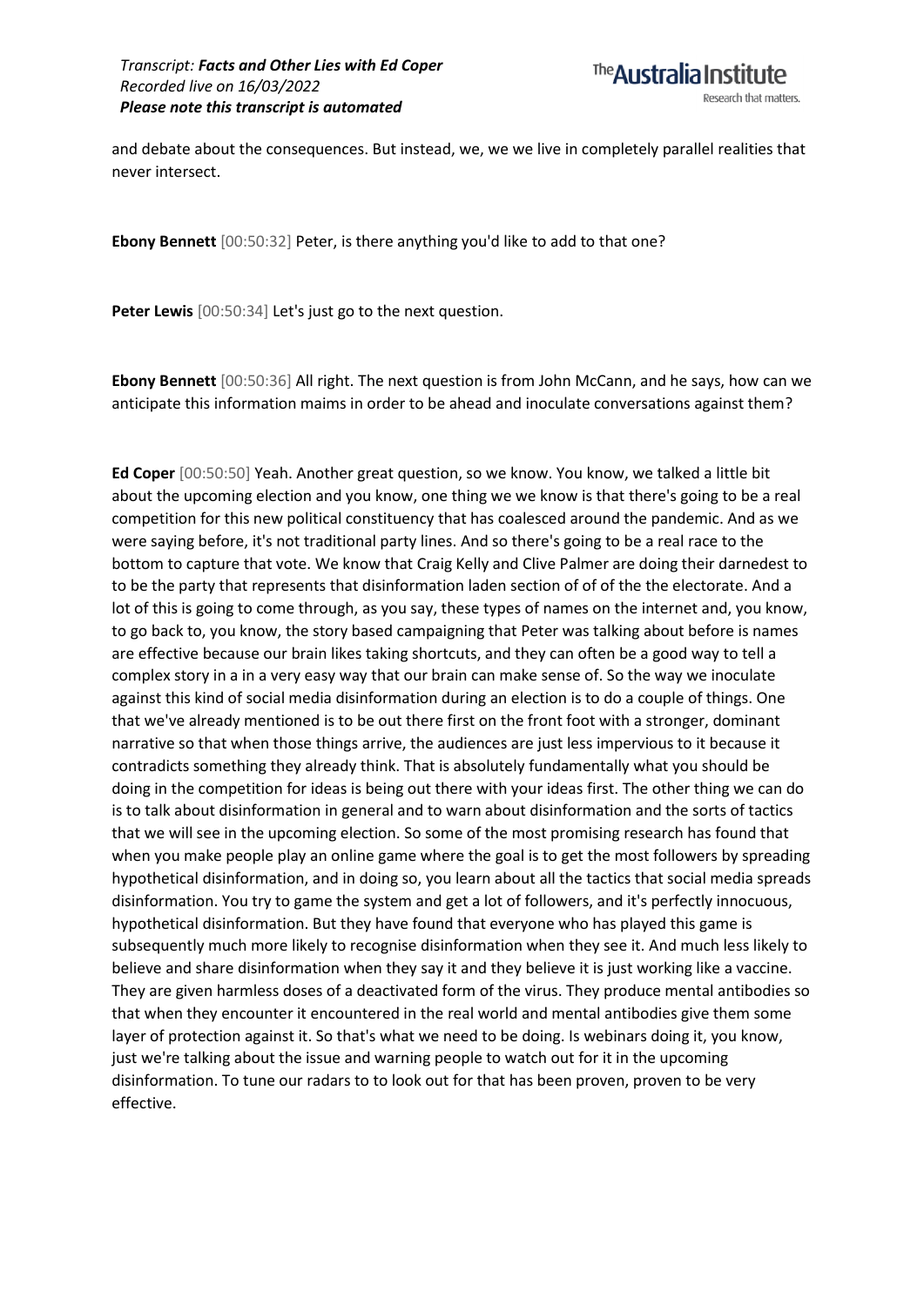and debate about the consequences. But instead, we, we we live in completely parallel realities that never intersect.

**Ebony Bennett** [00:50:32] Peter, is there anything you'd like to add to that one?

**Peter Lewis** [00:50:34] Let's just go to the next question.

**Ebony Bennett** [00:50:36] All right. The next question is from John McCann, and he says, how can we anticipate this information maims in order to be ahead and inoculate conversations against them?

**Ed Coper** [00:50:50] Yeah. Another great question, so we know. You know, we talked a little bit about the upcoming election and you know, one thing we we know is that there's going to be a real competition for this new political constituency that has coalesced around the pandemic. And as we were saying before, it's not traditional party lines. And so there's going to be a real race to the bottom to capture that vote. We know that Craig Kelly and Clive Palmer are doing their darnedest to to be the party that represents that disinformation laden section of of of the the electorate. And a lot of this is going to come through, as you say, these types of names on the internet and, you know, to go back to, you know, the story based campaigning that Peter was talking about before is names are effective because our brain likes taking shortcuts, and they can often be a good way to tell a complex story in a in a very easy way that our brain can make sense of. So the way we inoculate against this kind of social media disinformation during an election is to do a couple of things. One that we've already mentioned is to be out there first on the front foot with a stronger, dominant narrative so that when those things arrive, the audiences are just less impervious to it because it contradicts something they already think. That is absolutely fundamentally what you should be doing in the competition for ideas is being out there with your ideas first. The other thing we can do is to talk about disinformation in general and to warn about disinformation and the sorts of tactics that we will see in the upcoming election. So some of the most promising research has found that when you make people play an online game where the goal is to get the most followers by spreading hypothetical disinformation, and in doing so, you learn about all the tactics that social media spreads disinformation. You try to game the system and get a lot of followers, and it's perfectly innocuous, hypothetical disinformation. But they have found that everyone who has played this game is subsequently much more likely to recognise disinformation when they see it. And much less likely to believe and share disinformation when they say it and they believe it is just working like a vaccine. They are given harmless doses of a deactivated form of the virus. They produce mental antibodies so that when they encounter it encountered in the real world and mental antibodies give them some layer of protection against it. So that's what we need to be doing. Is webinars doing it, you know, just we're talking about the issue and warning people to watch out for it in the upcoming disinformation. To tune our radars to to look out for that has been proven, proven to be very effective.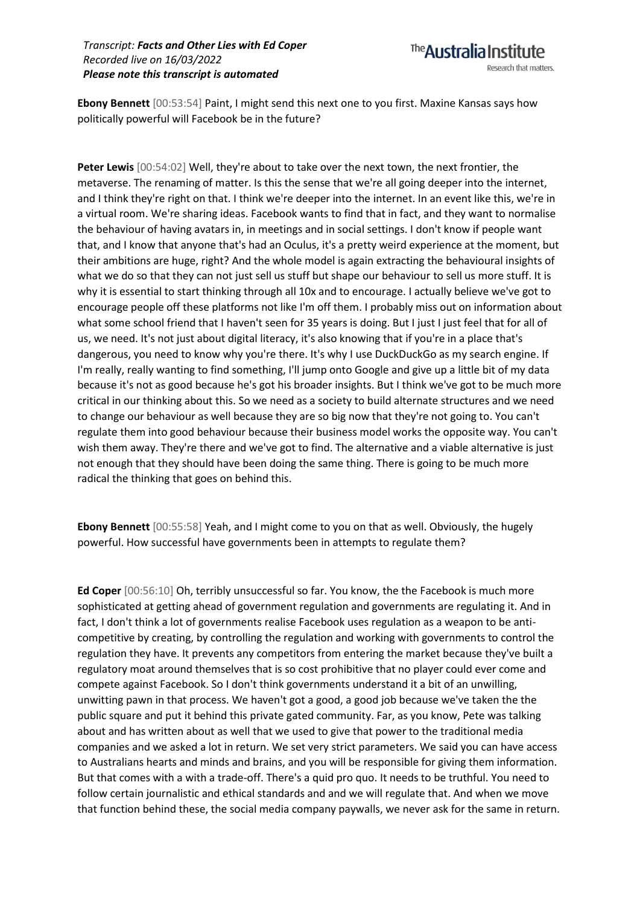**Ebony Bennett** [00:53:54] Paint, I might send this next one to you first. Maxine Kansas says how politically powerful will Facebook be in the future?

**Peter Lewis** [00:54:02] Well, they're about to take over the next town, the next frontier, the metaverse. The renaming of matter. Is this the sense that we're all going deeper into the internet, and I think they're right on that. I think we're deeper into the internet. In an event like this, we're in a virtual room. We're sharing ideas. Facebook wants to find that in fact, and they want to normalise the behaviour of having avatars in, in meetings and in social settings. I don't know if people want that, and I know that anyone that's had an Oculus, it's a pretty weird experience at the moment, but their ambitions are huge, right? And the whole model is again extracting the behavioural insights of what we do so that they can not just sell us stuff but shape our behaviour to sell us more stuff. It is why it is essential to start thinking through all 10x and to encourage. I actually believe we've got to encourage people off these platforms not like I'm off them. I probably miss out on information about what some school friend that I haven't seen for 35 years is doing. But I just I just feel that for all of us, we need. It's not just about digital literacy, it's also knowing that if you're in a place that's dangerous, you need to know why you're there. It's why I use DuckDuckGo as my search engine. If I'm really, really wanting to find something, I'll jump onto Google and give up a little bit of my data because it's not as good because he's got his broader insights. But I think we've got to be much more critical in our thinking about this. So we need as a society to build alternate structures and we need to change our behaviour as well because they are so big now that they're not going to. You can't regulate them into good behaviour because their business model works the opposite way. You can't wish them away. They're there and we've got to find. The alternative and a viable alternative is just not enough that they should have been doing the same thing. There is going to be much more radical the thinking that goes on behind this.

**Ebony Bennett** [00:55:58] Yeah, and I might come to you on that as well. Obviously, the hugely powerful. How successful have governments been in attempts to regulate them?

**Ed Coper** [00:56:10] Oh, terribly unsuccessful so far. You know, the the Facebook is much more sophisticated at getting ahead of government regulation and governments are regulating it. And in fact, I don't think a lot of governments realise Facebook uses regulation as a weapon to be anti-competitive by creating, by controlling the regulation and working with governments to control the regulation they have. It prevents any competitors from entering the market because they've built a regulatory moat around themselves that is so cost prohibitive that no player could ever come and compete against Facebook. So I don't think governments understand it a bit of an unwilling, unwitting pawn in that process. We haven't got a good, a good job because we've taken the the public square and put it behind this private gated community. Far, as you know, Pete was talking about and has written about as well that we used to give that power to the traditional media companies and we asked a lot in return. We set very strict parameters. We said you can have access to Australians hearts and minds and brains, and you will be responsible for giving them information. But that comes with a with a trade-off. There's a quid pro quo. It needs to be truthful. You need to follow certain journalistic and ethical standards and and we will regulate that. And when we move that function behind these, the social media company paywalls, we never ask for the same in return.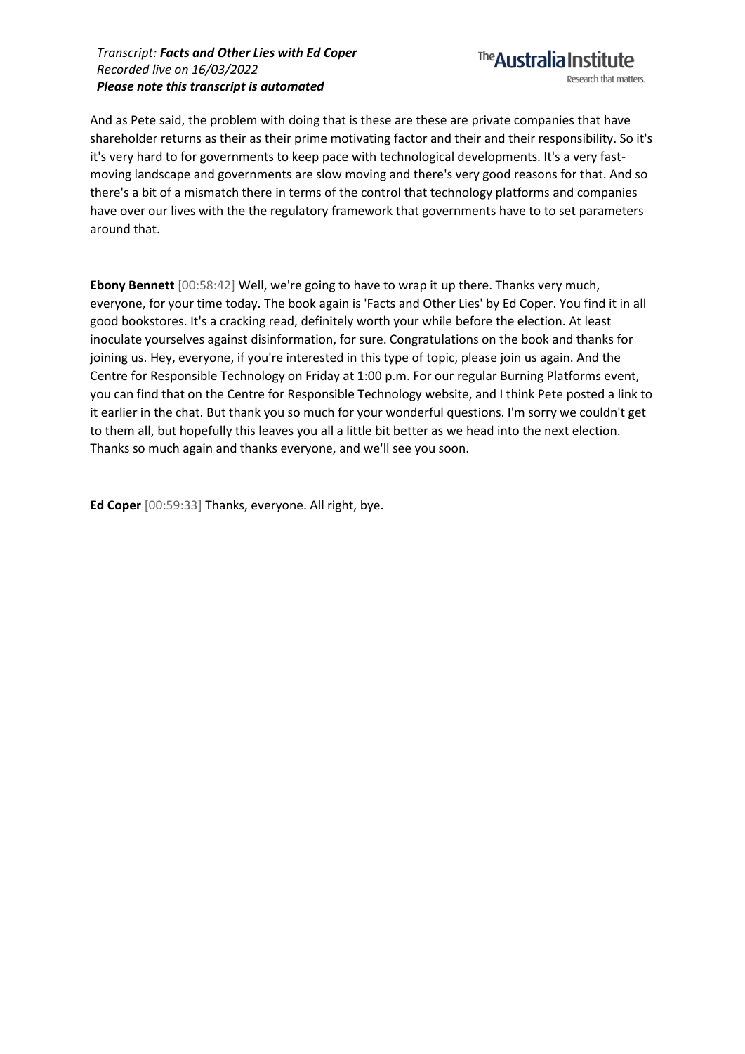And as Pete said, the problem with doing that is these are these are private companies that have shareholder returns as their as their prime motivating factor and their and their responsibility. So it's it's very hard to for governments to keep pace with technological developments. It's a very fast-moving landscape and governments are slow moving and there's very good reasons for that. And so there's a bit of a mismatch there in terms of the control that technology platforms and companies have over our lives with the the regulatory framework that governments have to to set parameters around that.

**Ebony Bennett** [00:58:42] Well, we're going to have to wrap it up there. Thanks very much, everyone, for your time today. The book again is 'Facts and Other Lies' by Ed Coper. You find it in all good bookstores. It's a cracking read, definitely worth your while before the election. At least inoculate yourselves against disinformation, for sure. Congratulations on the book and thanks for joining us. Hey, everyone, if you're interested in this type of topic, please join us again. And the Centre for Responsible Technology on Friday at 1:00 p.m. For our regular Burning Platforms event, you can find that on the Centre for Responsible Technology website, and I think Pete posted a link to it earlier in the chat. But thank you so much for your wonderful questions. I'm sorry we couldn't get to them all, but hopefully this leaves you all a little bit better as we head into the next election. Thanks so much again and thanks everyone, and we'll see you soon.

**Ed Coper** [00:59:33] Thanks, everyone. All right, bye.